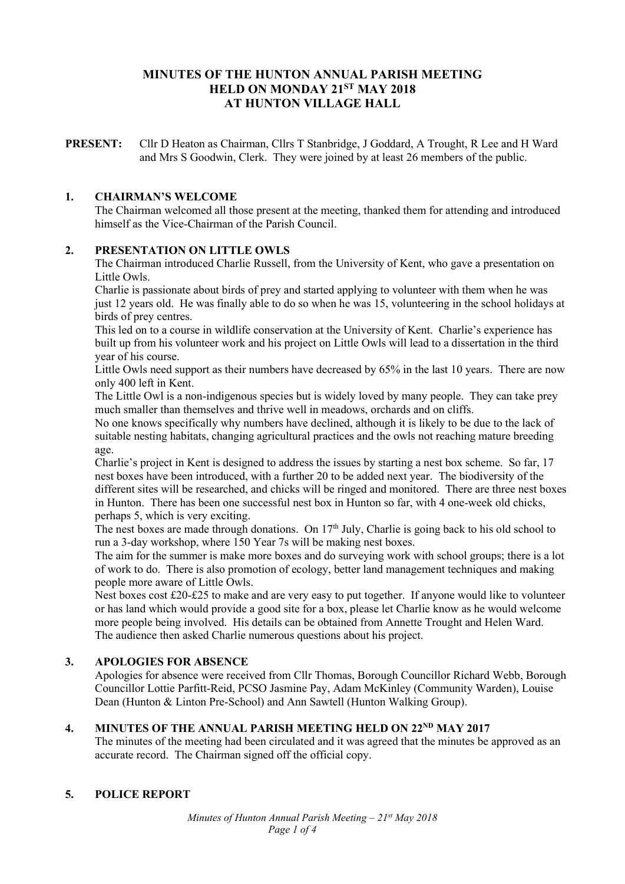# MINUTES OF THE HUNTON ANNUAL PARISH MEETING HELD ON MONDAY 21ST MAY 2018 AT HUNTON VILLAGE HALL

**PRESENT:** Cllr D Heaton as Chairman, Cllrs T Stanbridge, J Goddard, A Trought, R Lee and H Ward and Mrs S Goodwin, Clerk. They were joined by at least 26 members of the public.

## 1. CHAIRMAN'S WELCOME

The Chairman welcomed all those present at the meeting, thanked them for attending and introduced himself as the Vice-Chairman of the Parish Council.

## 2. PRESENTATION ON LITTLE OWLS

The Chairman introduced Charlie Russell, from the University of Kent, who gave a presentation on Little Owls.

Charlie is passionate about birds of prey and started applying to volunteer with them when he was just 12 years old. He was finally able to do so when he was 15, volunteering in the school holidays at birds of prey centres.

This led on to a course in wildlife conservation at the University of Kent. Charlie's experience has built up from his volunteer work and his project on Little Owls will lead to a dissertation in the third year of his course.

Little Owls need support as their numbers have decreased by 65% in the last 10 years. There are now only 400 left in Kent.

The Little Owl is a non-indigenous species but is widely loved by many people. They can take prey much smaller than themselves and thrive well in meadows, orchards and on cliffs.

No one knows specifically why numbers have declined, although it is likely to be due to the lack of suitable nesting habitats, changing agricultural practices and the owls not reaching mature breeding age.

Charlie's project in Kent is designed to address the issues by starting a nest box scheme. So far, 17 nest boxes have been introduced, with a further 20 to be added next year. The biodiversity of the different sites will be researched, and chicks will be ringed and monitored. There are three nest boxes in Hunton. There has been one successful nest box in Hunton so far, with 4 one-week old chicks, perhaps 5, which is very exciting.

The nest boxes are made through donations. On 17th July, Charlie is going back to his old school to run a 3-day workshop, where 150 Year 7s will be making nest boxes.

The aim for the summer is make more boxes and do surveying work with school groups; there is a lot of work to do. There is also promotion of ecology, better land management techniques and making people more aware of Little Owls.

Nest boxes cost £20-£25 to make and are very easy to put together. If anyone would like to volunteer or has land which would provide a good site for a box, please let Charlie know as he would welcome more people being involved. His details can be obtained from Annette Trought and Helen Ward.

The audience then asked Charlie numerous questions about his project.

## 3. APOLOGIES FOR ABSENCE

Apologies for absence were received from Cllr Thomas, Borough Councillor Richard Webb, Borough Councillor Lottie Parfitt-Reid, PCSO Jasmine Pay, Adam McKinley (Community Warden), Louise Dean (Hunton & Linton Pre-School) and Ann Sawtell (Hunton Walking Group).

## 4. MINUTES OF THE ANNUAL PARISH MEETING HELD ON 22ND MAY 2017

The minutes of the meeting had been circulated and it was agreed that the minutes be approved as an accurate record. The Chairman signed off the official copy.

## 5. POLICE REPORT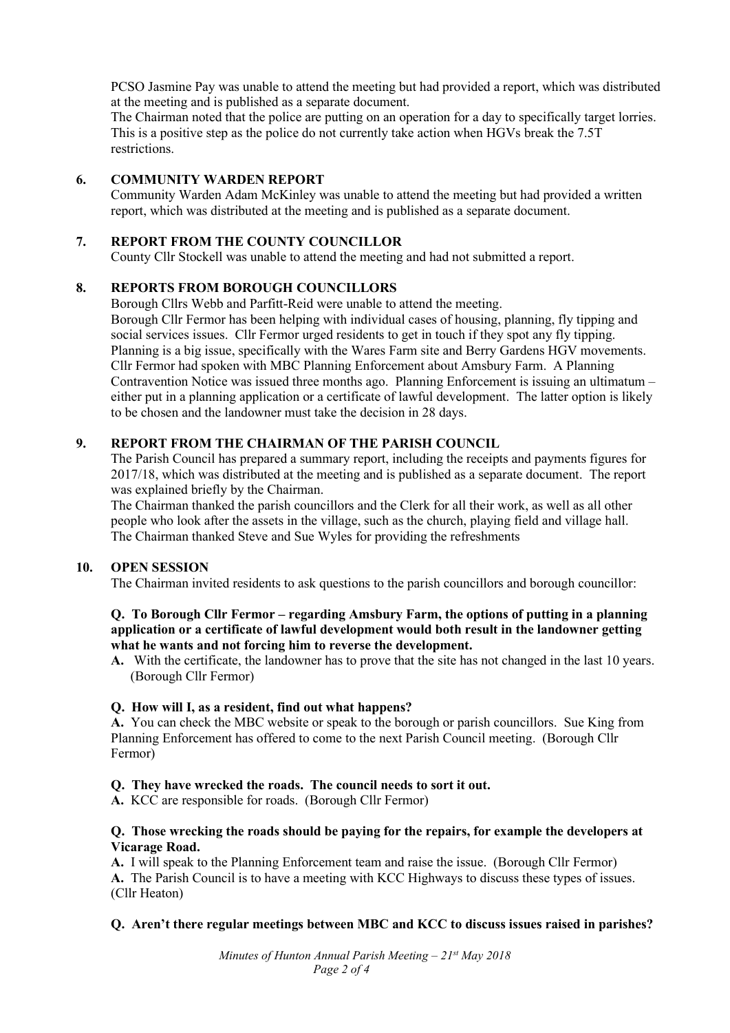PCSO Jasmine Pay was unable to attend the meeting but had provided a report, which was distributed at the meeting and is published as a separate document.

The Chairman noted that the police are putting on an operation for a day to specifically target lorries. This is a positive step as the police do not currently take action when HGVs break the 7.5T restrictions.

## 6. COMMUNITY WARDEN REPORT

Community Warden Adam McKinley was unable to attend the meeting but had provided a written report, which was distributed at the meeting and is published as a separate document.

## 7. REPORT FROM THE COUNTY COUNCILLOR

County Cllr Stockell was unable to attend the meeting and had not submitted a report.

## 8. REPORTS FROM BOROUGH COUNCILLORS

Borough Cllrs Webb and Parfitt-Reid were unable to attend the meeting.

Borough Cllr Fermor has been helping with individual cases of housing, planning, fly tipping and social services issues. Cllr Fermor urged residents to get in touch if they spot any fly tipping. Planning is a big issue, specifically with the Wares Farm site and Berry Gardens HGV movements. Cllr Fermor had spoken with MBC Planning Enforcement about Amsbury Farm. A Planning Contravention Notice was issued three months ago. Planning Enforcement is issuing an ultimatum – either put in a planning application or a certificate of lawful development. The latter option is likely to be chosen and the landowner must take the decision in 28 days.

## 9. REPORT FROM THE CHAIRMAN OF THE PARISH COUNCIL

The Parish Council has prepared a summary report, including the receipts and payments figures for 2017/18, which was distributed at the meeting and is published as a separate document. The report was explained briefly by the Chairman.

The Chairman thanked the parish councillors and the Clerk for all their work, as well as all other people who look after the assets in the village, such as the church, playing field and village hall.

The Chairman thanked Steve and Sue Wyles for providing the refreshments

## 10. OPEN SESSION

The Chairman invited residents to ask questions to the parish councillors and borough councillor:

**Q. To Borough Cllr Fermor – regarding Amsbury Farm, the options of putting in a planning application or a certificate of lawful development would both result in the landowner getting what he wants and not forcing him to reverse the development.**

**A.** With the certificate, the landowner has to prove that the site has not changed in the last 10 years. (Borough Cllr Fermor)

**Q. How will I, as a resident, find out what happens?**

**A.** You can check the MBC website or speak to the borough or parish councillors. Sue King from Planning Enforcement has offered to come to the next Parish Council meeting. (Borough Cllr Fermor)

**Q. They have wrecked the roads. The council needs to sort it out.**

**A.** KCC are responsible for roads. (Borough Cllr Fermor)

**Q. Those wrecking the roads should be paying for the repairs, for example the developers at Vicarage Road.**

**A.** I will speak to the Planning Enforcement team and raise the issue. (Borough Cllr Fermor)

**A.** The Parish Council is to have a meeting with KCC Highways to discuss these types of issues. (Cllr Heaton)

**Q. Aren't there regular meetings between MBC and KCC to discuss issues raised in parishes?**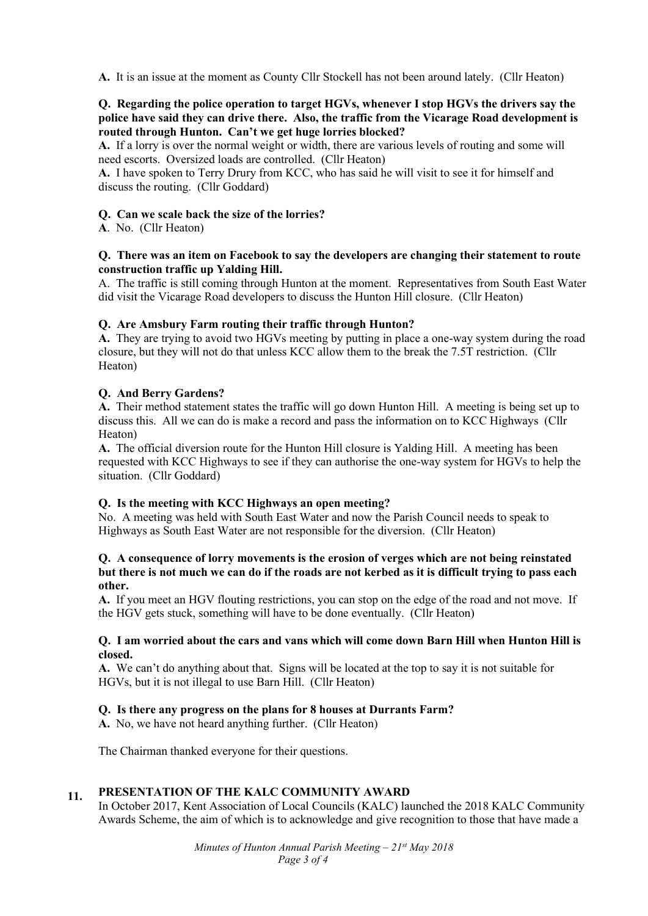**A.** It is an issue at the moment as County Cllr Stockell has not been around lately. (Cllr Heaton)

**Q. Regarding the police operation to target HGVs, whenever I stop HGVs the drivers say the police have said they can drive there. Also, the traffic from the Vicarage Road development is routed through Hunton. Can't we get huge lorries blocked?**

**A.** If a lorry is over the normal weight or width, there are various levels of routing and some will need escorts. Oversized loads are controlled. (Cllr Heaton)

**A.** I have spoken to Terry Drury from KCC, who has said he will visit to see it for himself and discuss the routing. (Cllr Goddard)

**Q. Can we scale back the size of the lorries?**

**A**. No. (Cllr Heaton)

**Q. There was an item on Facebook to say the developers are changing their statement to route construction traffic up Yalding Hill.**

A. The traffic is still coming through Hunton at the moment. Representatives from South East Water did visit the Vicarage Road developers to discuss the Hunton Hill closure. (Cllr Heaton)

**Q. Are Amsbury Farm routing their traffic through Hunton?**

**A.** They are trying to avoid two HGVs meeting by putting in place a one-way system during the road closure, but they will not do that unless KCC allow them to the break the 7.5T restriction. (Cllr Heaton)

**Q. And Berry Gardens?**

**A.** Their method statement states the traffic will go down Hunton Hill. A meeting is being set up to discuss this. All we can do is make a record and pass the information on to KCC Highways (Cllr Heaton)

**A.** The official diversion route for the Hunton Hill closure is Yalding Hill. A meeting has been requested with KCC Highways to see if they can authorise the one-way system for HGVs to help the situation. (Cllr Goddard)

**Q. Is the meeting with KCC Highways an open meeting?**

No. A meeting was held with South East Water and now the Parish Council needs to speak to Highways as South East Water are not responsible for the diversion. (Cllr Heaton)

**Q. A consequence of lorry movements is the erosion of verges which are not being reinstated but there is not much we can do if the roads are not kerbed as it is difficult trying to pass each other.**

**A.** If you meet an HGV flouting restrictions, you can stop on the edge of the road and not move. If the HGV gets stuck, something will have to be done eventually. (Cllr Heaton)

**Q. I am worried about the cars and vans which will come down Barn Hill when Hunton Hill is closed.**

**A.** We can't do anything about that. Signs will be located at the top to say it is not suitable for HGVs, but it is not illegal to use Barn Hill. (Cllr Heaton)

**Q. Is there any progress on the plans for 8 houses at Durrants Farm?**

**A.** No, we have not heard anything further. (Cllr Heaton)

The Chairman thanked everyone for their questions.

## 11. PRESENTATION OF THE KALC COMMUNITY AWARD

In October 2017, Kent Association of Local Councils (KALC) launched the 2018 KALC Community Awards Scheme, the aim of which is to acknowledge and give recognition to those that have made a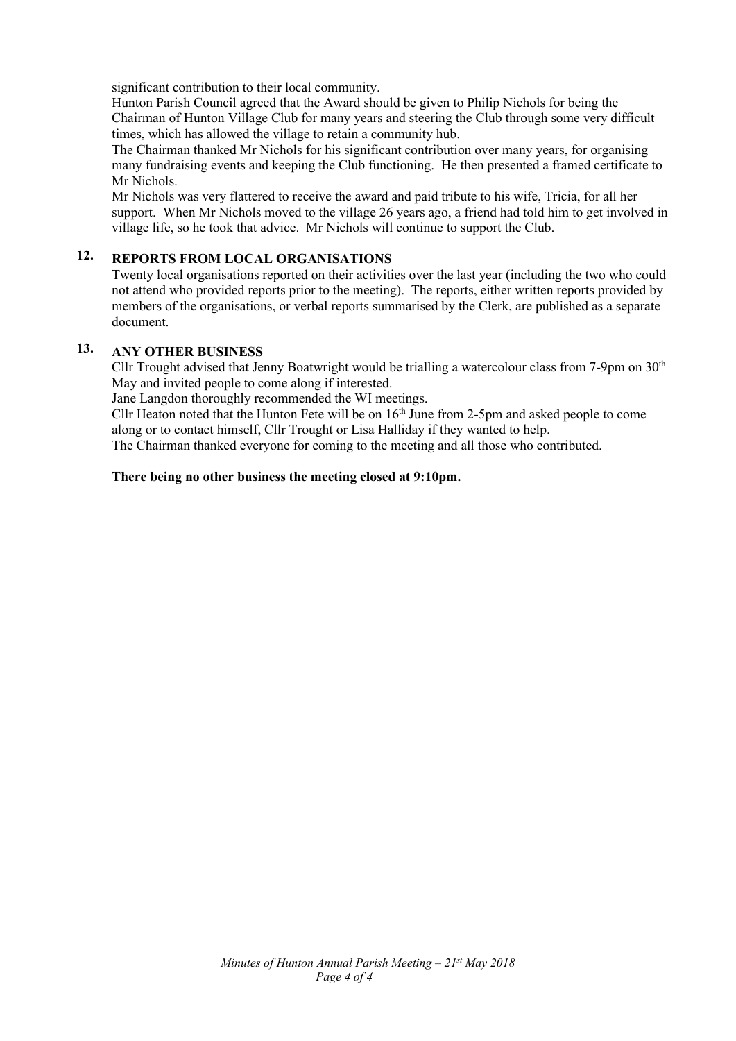significant contribution to their local community.

Hunton Parish Council agreed that the Award should be given to Philip Nichols for being the Chairman of Hunton Village Club for many years and steering the Club through some very difficult times, which has allowed the village to retain a community hub.

The Chairman thanked Mr Nichols for his significant contribution over many years, for organising many fundraising events and keeping the Club functioning. He then presented a framed certificate to Mr Nichols.

Mr Nichols was very flattered to receive the award and paid tribute to his wife, Tricia, for all her support. When Mr Nichols moved to the village 26 years ago, a friend had told him to get involved in village life, so he took that advice. Mr Nichols will continue to support the Club.

## 12. REPORTS FROM LOCAL ORGANISATIONS

Twenty local organisations reported on their activities over the last year (including the two who could not attend who provided reports prior to the meeting). The reports, either written reports provided by members of the organisations, or verbal reports summarised by the Clerk, are published as a separate document.

## 13. ANY OTHER BUSINESS

Cllr Trought advised that Jenny Boatwright would be trialling a watercolour class from 7-9pm on 30th May and invited people to come along if interested.

Jane Langdon thoroughly recommended the WI meetings.

Cllr Heaton noted that the Hunton Fete will be on 16th June from 2-5pm and asked people to come along or to contact himself, Cllr Trought or Lisa Halliday if they wanted to help.

The Chairman thanked everyone for coming to the meeting and all those who contributed.

**There being no other business the meeting closed at 9:10pm.**